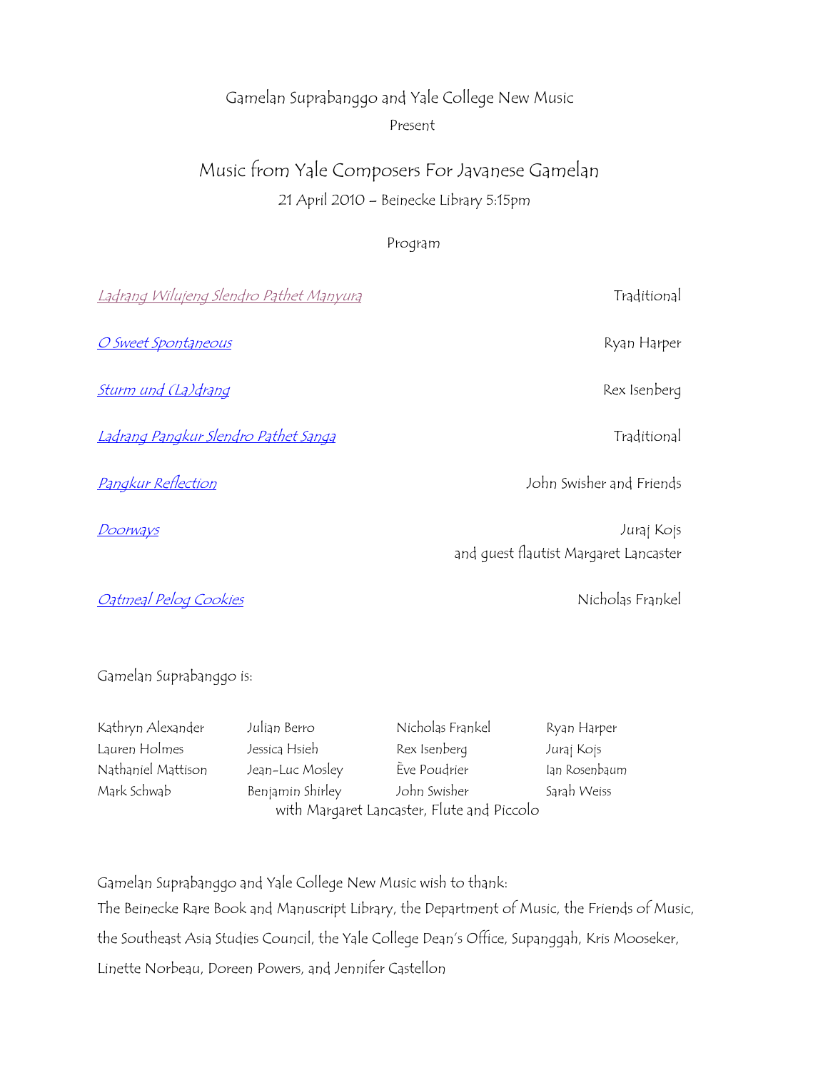Gamelan Suprabanggo and Yale College New Music

Present

# Music from Yale Composers For Javanese Gamelan

21 April 2010 – Beinecke Library 5:15pm

Program

| | |
|---|---|
| *Ladrang Wilujeng Slendro Pathet Manyura* | Traditional |
| *O Sweet Spontaneous* | Ryan Harper |
| *Sturm und (La)drang* | Rex Isenberg |
| *Ladrang Pangkur Slendro Pathet Sanga* | Traditional |
| *Pangkur Reflection* | John Swisher and Friends |
| *Doorways* | Juraj Kojs and guest flautist Margaret Lancaster |
| *Oatmeal Pelog Cookies* | Nicholas Frankel |

Gamelan Suprabanggo is:

| | | | |
|---|---|---|---|
| Kathryn Alexander | Julian Berro | Nicholas Frankel | Ryan Harper |
| Lauren Holmes | Jessica Hsieh | Rex Isenberg | Juraj Kojs |
| Nathaniel Mattison | Jean-Luc Mosley | Ève Poudrier | Ian Rosenbaum |
| Mark Schwab | Benjamin Shirley | John Swisher | Sarah Weiss |

with Margaret Lancaster, Flute and Piccolo

Gamelan Suprabanggo and Yale College New Music wish to thank:

The Beinecke Rare Book and Manuscript Library, the Department of Music, the Friends of Music, the Southeast Asia Studies Council, the Yale College Dean's Office, Supanggah, Kris Mooseker, Linette Norbeau, Doreen Powers, and Jennifer Castellon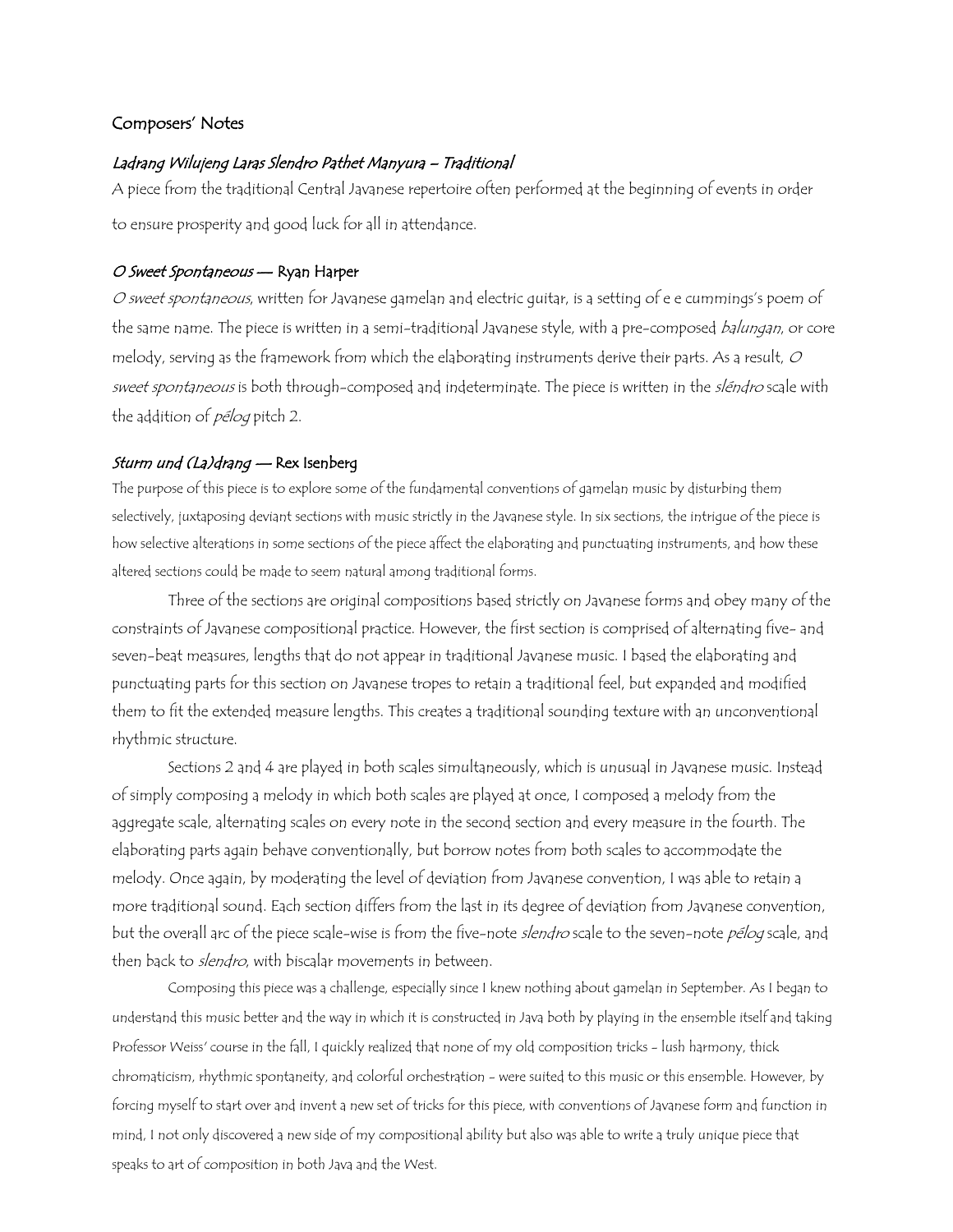## Composers' Notes

### *Ladrang Wilujeng Laras Slendro Pathet Manyura – Traditional*

A piece from the traditional Central Javanese repertoire often performed at the beginning of events in order to ensure prosperity and good luck for all in attendance.

### *O Sweet Spontaneous* — Ryan Harper

*O sweet spontaneous*, written for Javanese gamelan and electric guitar, is a setting of e e cummings's poem of the same name. The piece is written in a semi-traditional Javanese style, with a pre-composed *balungan*, or core melody, serving as the framework from which the elaborating instruments derive their parts. As a result, *O sweet spontaneous* is both through-composed and indeterminate. The piece is written in the *sléndro* scale with the addition of *pélog* pitch 2.

### *Sturm und (La)drang* — Rex Isenberg

The purpose of this piece is to explore some of the fundamental conventions of gamelan music by disturbing them selectively, juxtaposing deviant sections with music strictly in the Javanese style. In six sections, the intrigue of the piece is how selective alterations in some sections of the piece affect the elaborating and punctuating instruments, and how these altered sections could be made to seem natural among traditional forms.

Three of the sections are original compositions based strictly on Javanese forms and obey many of the constraints of Javanese compositional practice. However, the first section is comprised of alternating five- and seven-beat measures, lengths that do not appear in traditional Javanese music. I based the elaborating and punctuating parts for this section on Javanese tropes to retain a traditional feel, but expanded and modified them to fit the extended measure lengths. This creates a traditional sounding texture with an unconventional rhythmic structure.

Sections 2 and 4 are played in both scales simultaneously, which is unusual in Javanese music. Instead of simply composing a melody in which both scales are played at once, I composed a melody from the aggregate scale, alternating scales on every note in the second section and every measure in the fourth. The elaborating parts again behave conventionally, but borrow notes from both scales to accommodate the melody. Once again, by moderating the level of deviation from Javanese convention, I was able to retain a more traditional sound. Each section differs from the last in its degree of deviation from Javanese convention, but the overall arc of the piece scale-wise is from the five-note *slendro* scale to the seven-note *pélog* scale, and then back to *slendro*, with biscalar movements in between.

Composing this piece was a challenge, especially since I knew nothing about gamelan in September. As I began to understand this music better and the way in which it is constructed in Java both by playing in the ensemble itself and taking Professor Weiss' course in the fall, I quickly realized that none of my old composition tricks - lush harmony, thick chromaticism, rhythmic spontaneity, and colorful orchestration - were suited to this music or this ensemble. However, by forcing myself to start over and invent a new set of tricks for this piece, with conventions of Javanese form and function in mind, I not only discovered a new side of my compositional ability but also was able to write a truly unique piece that speaks to art of composition in both Java and the West.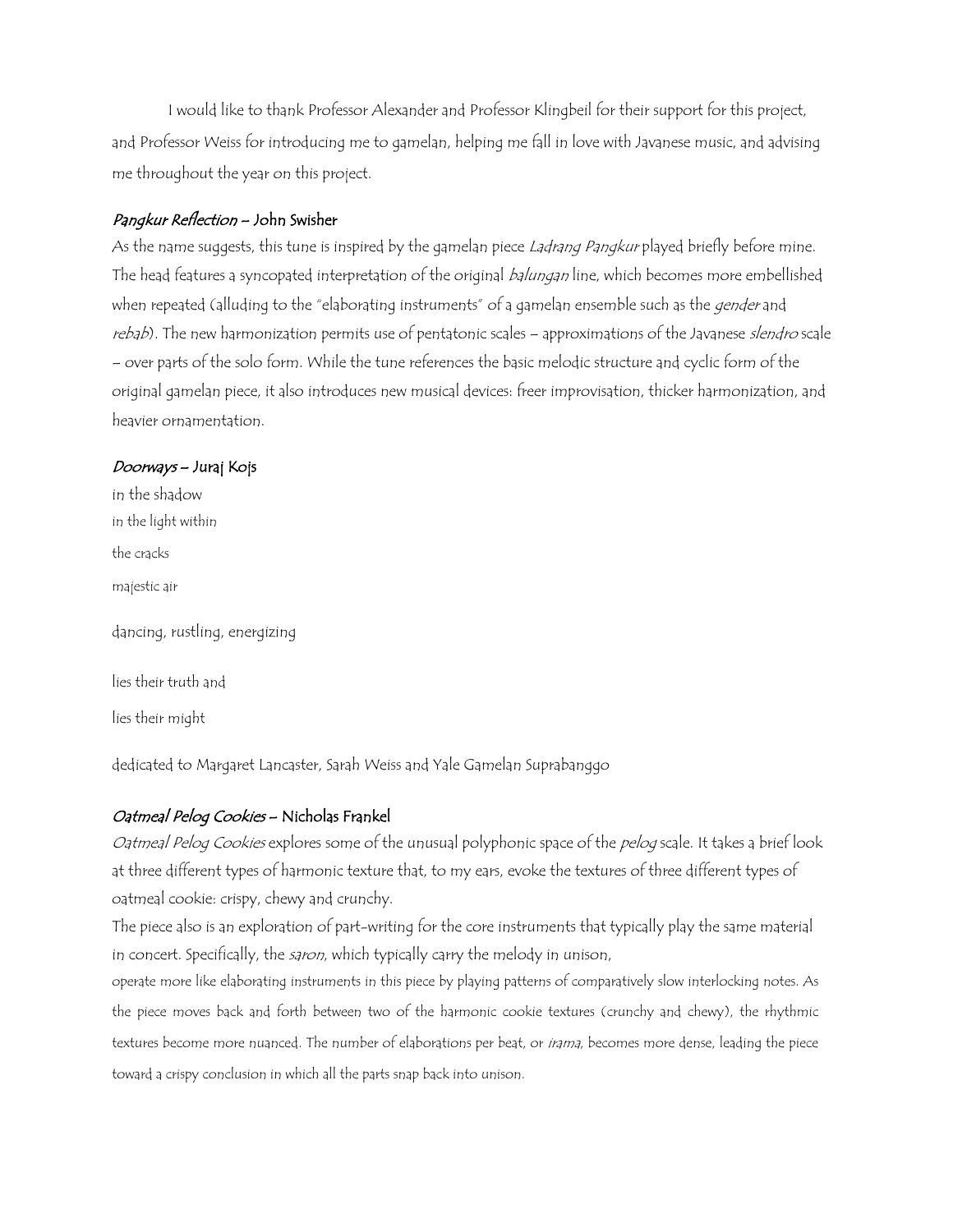I would like to thank Professor Alexander and Professor Klingbeil for their support for this project, and Professor Weiss for introducing me to gamelan, helping me fall in love with Javanese music, and advising me throughout the year on this project.

### *Pangkur Reflection* – John Swisher

As the name suggests, this tune is inspired by the gamelan piece *Ladrang Pangkur* played briefly before mine. The head features a syncopated interpretation of the original *balungan* line, which becomes more embellished when repeated (alluding to the "elaborating instruments" of a gamelan ensemble such as the *gender* and *rebab*). The new harmonization permits use of pentatonic scales – approximations of the Javanese *slendro* scale – over parts of the solo form. While the tune references the basic melodic structure and cyclic form of the original gamelan piece, it also introduces new musical devices: freer improvisation, thicker harmonization, and heavier ornamentation.

### *Doorways* – Juraj Kojs

in the shadow
in the light within
the cracks
majestic air

dancing, rustling, energizing

lies their truth and

lies their might

dedicated to Margaret Lancaster, Sarah Weiss and Yale Gamelan Suprabanggo

### *Oatmeal Pelog Cookies* – Nicholas Frankel

*Oatmeal Pelog Cookies* explores some of the unusual polyphonic space of the *pelog* scale. It takes a brief look at three different types of harmonic texture that, to my ears, evoke the textures of three different types of oatmeal cookie: crispy, chewy and crunchy.

The piece also is an exploration of part-writing for the core instruments that typically play the same material in concert. Specifically, the *saron*, which typically carry the melody in unison, operate more like elaborating instruments in this piece by playing patterns of comparatively slow interlocking notes. As the piece moves back and forth between two of the harmonic cookie textures (crunchy and chewy), the rhythmic textures become more nuanced. The number of elaborations per beat, or *irama*, becomes more dense, leading the piece toward a crispy conclusion in which all the parts snap back into unison.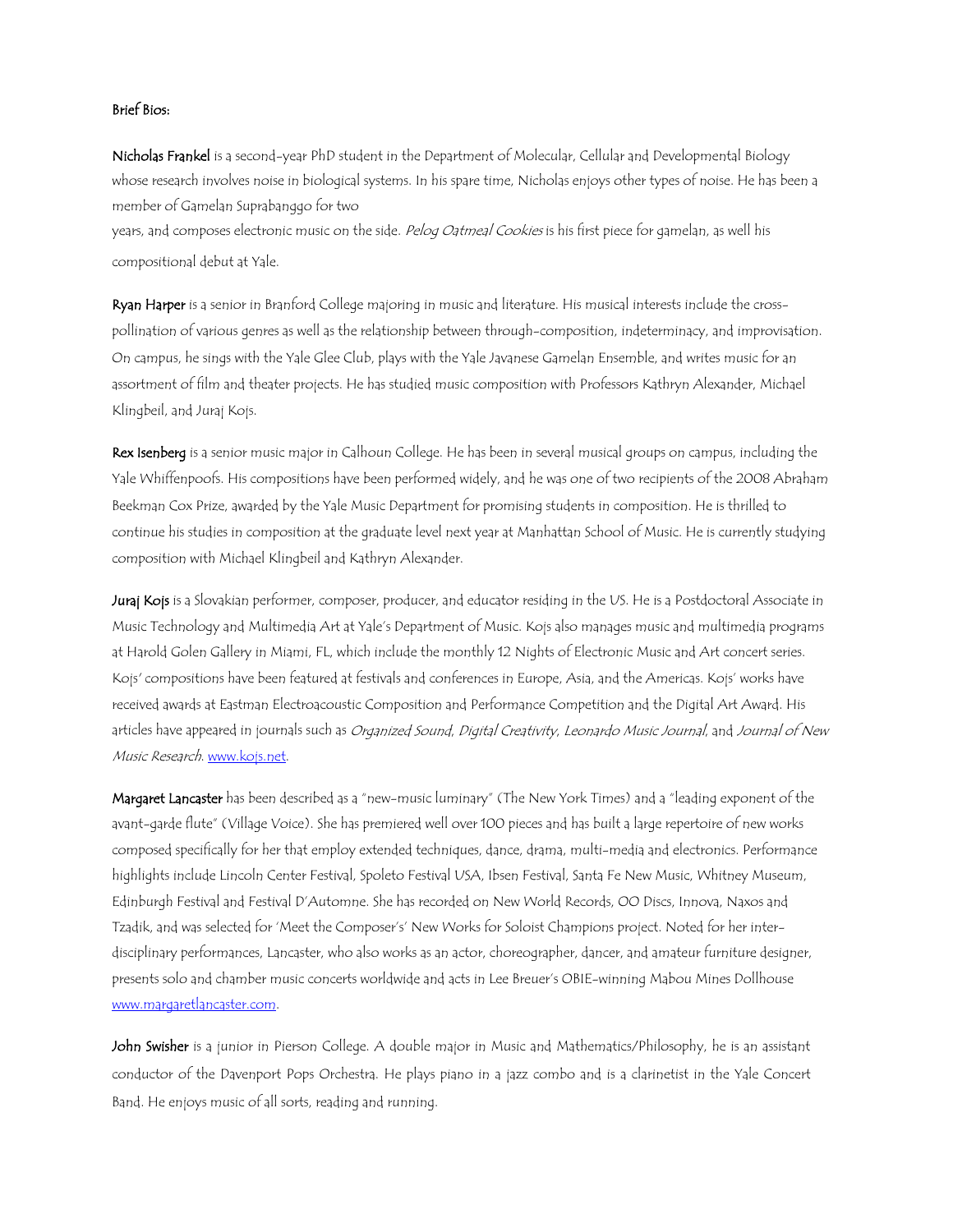Brief Bios:

**Nicholas Frankel** is a second-year PhD student in the Department of Molecular, Cellular and Developmental Biology whose research involves noise in biological systems. In his spare time, Nicholas enjoys other types of noise. He has been a member of Gamelan Suprabanggo for two years, and composes electronic music on the side. *Pelog Oatmeal Cookies* is his first piece for gamelan, as well his compositional debut at Yale.

**Ryan Harper** is a senior in Branford College majoring in music and literature. His musical interests include the cross-pollination of various genres as well as the relationship between through-composition, indeterminacy, and improvisation. On campus, he sings with the Yale Glee Club, plays with the Yale Javanese Gamelan Ensemble, and writes music for an assortment of film and theater projects. He has studied music composition with Professors Kathryn Alexander, Michael Klingbeil, and Juraj Kojs.

**Rex Isenberg** is a senior music major in Calhoun College. He has been in several musical groups on campus, including the Yale Whiffenpoofs. His compositions have been performed widely, and he was one of two recipients of the 2008 Abraham Beekman Cox Prize, awarded by the Yale Music Department for promising students in composition. He is thrilled to continue his studies in composition at the graduate level next year at Manhattan School of Music. He is currently studying composition with Michael Klingbeil and Kathryn Alexander.

**Juraj Kojs** is a Slovakian performer, composer, producer, and educator residing in the US. He is a Postdoctoral Associate in Music Technology and Multimedia Art at Yale's Department of Music. Kojs also manages music and multimedia programs at Harold Golen Gallery in Miami, FL, which include the monthly 12 Nights of Electronic Music and Art concert series. Kojs' compositions have been featured at festivals and conferences in Europe, Asia, and the Americas. Kojs' works have received awards at Eastman Electroacoustic Composition and Performance Competition and the Digital Art Award. His articles have appeared in journals such as *Organized Sound*, *Digital Creativity*, *Leonardo Music Journal*, and *Journal of New Music Research*. www.kojs.net.

**Margaret Lancaster** has been described as a "new-music luminary" (The New York Times) and a "leading exponent of the avant-garde flute" (Village Voice). She has premiered well over 100 pieces and has built a large repertoire of new works composed specifically for her that employ extended techniques, dance, drama, multi-media and electronics. Performance highlights include Lincoln Center Festival, Spoleto Festival USA, Ibsen Festival, Santa Fe New Music, Whitney Museum, Edinburgh Festival and Festival D'Automne. She has recorded on New World Records, OO Discs, Innova, Naxos and Tzadik, and was selected for 'Meet the Composer's' New Works for Soloist Champions project. Noted for her inter-disciplinary performances, Lancaster, who also works as an actor, choreographer, dancer, and amateur furniture designer, presents solo and chamber music concerts worldwide and acts in Lee Breuer's OBIE-winning Mabou Mines Dollhouse www.margaretlancaster.com.

**John Swisher** is a junior in Pierson College. A double major in Music and Mathematics/Philosophy, he is an assistant conductor of the Davenport Pops Orchestra. He plays piano in a jazz combo and is a clarinetist in the Yale Concert Band. He enjoys music of all sorts, reading and running.